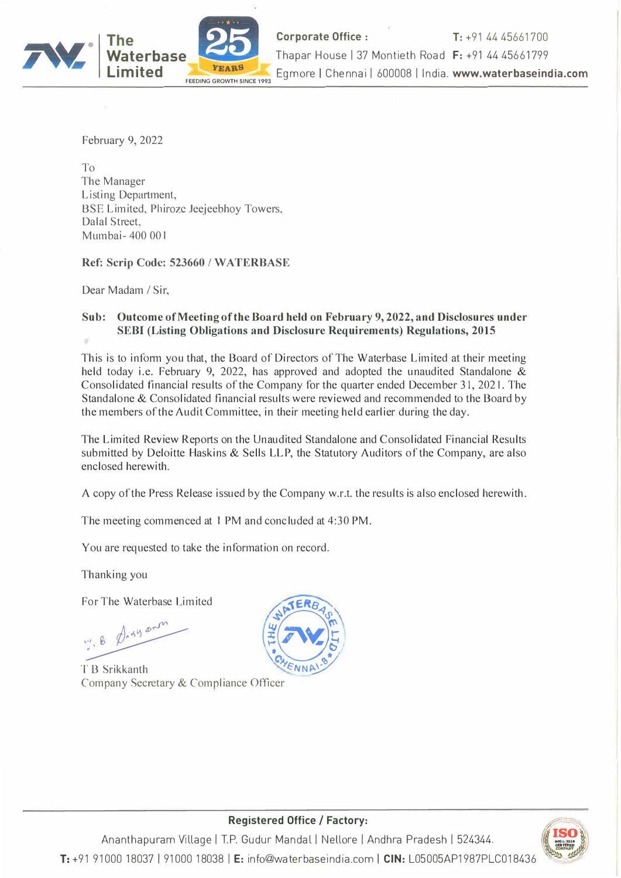The Waterbase Limited

**Corporate Office :** Thapar House | 37 Montieth Road | Egmore | Chennai | 600008 | India.
T: +91 44 45661700
F: +91 44 45661799
www.waterbaseindia.com

February 9, 2022

To
The Manager
Listing Department,
BSE Limited, Phiroze Jeejeebhoy Towers,
Dalal Street,
Mumbai- 400 001

**Ref: Scrip Code: 523660 / WATERBASE**

Dear Madam / Sir,

**Sub: Outcome of Meeting of the Board held on February 9, 2022, and Disclosures under SEBI (Listing Obligations and Disclosure Requirements) Regulations, 2015**

This is to inform you that, the Board of Directors of The Waterbase Limited at their meeting held today i.e. February 9, 2022, has approved and adopted the unaudited Standalone & Consolidated financial results of the Company for the quarter ended December 31, 2021. The Standalone & Consolidated financial results were reviewed and recommended to the Board by the members of the Audit Committee, in their meeting held earlier during the day.

The Limited Review Reports on the Unaudited Standalone and Consolidated Financial Results submitted by Deloitte Haskins & Sells LLP, the Statutory Auditors of the Company, are also enclosed herewith.

A copy of the Press Release issued by the Company w.r.t. the results is also enclosed herewith.

The meeting commenced at 1 PM and concluded at 4:30 PM.

You are requested to take the information on record.

Thanking you

For The Waterbase Limited

T B Srikkanth
Company Secretary & Compliance Officer

**Registered Office / Factory:**
Ananthapuram Village | T.P. Gudur Mandal | Nellore | Andhra Pradesh | 524344.
T: +91 91000 18037 | 91000 18038 | E: info@waterbaseindia.com | CIN: L05005AP1987PLC018436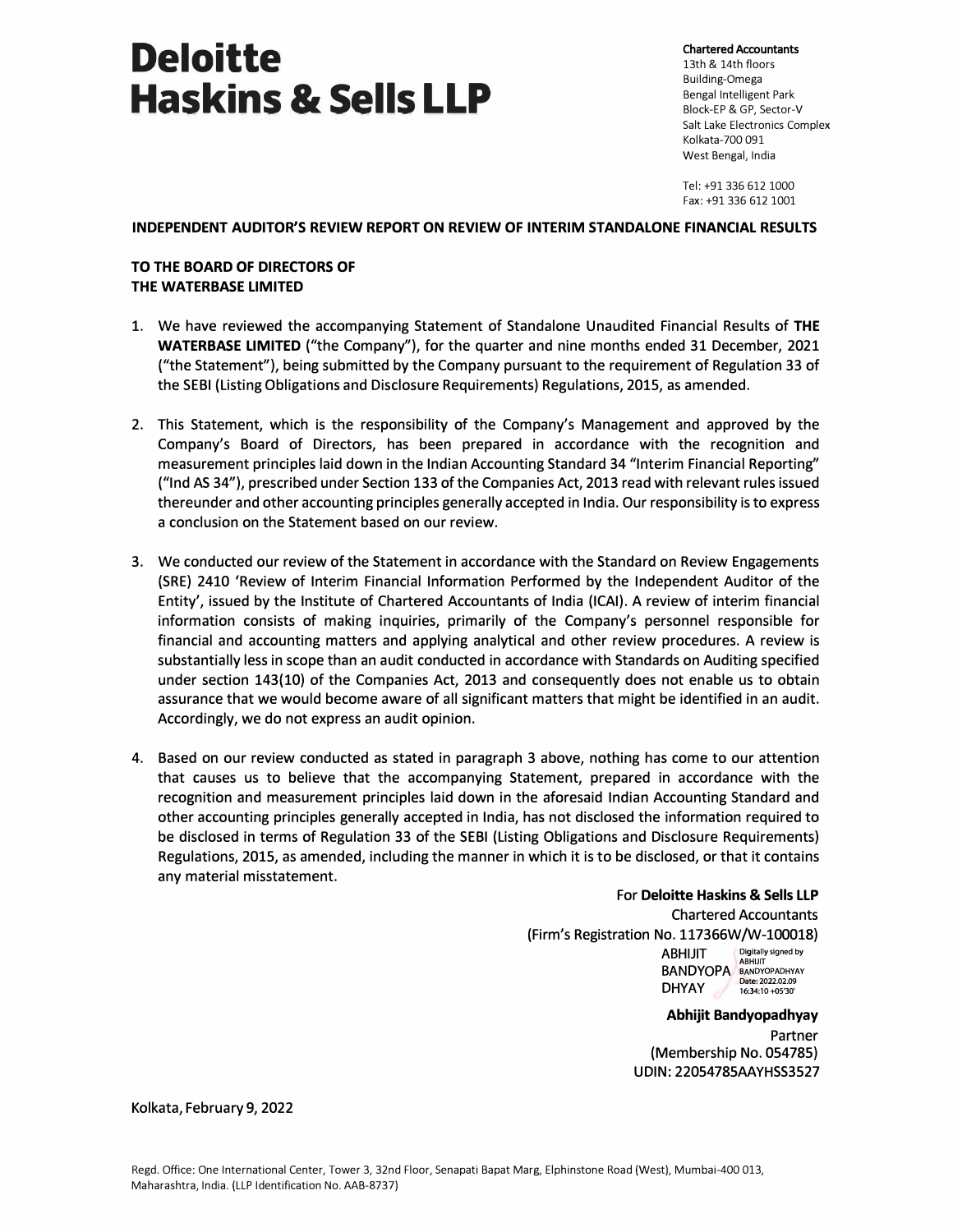# Deloitte Haskins & Sells LLP

Chartered Accountants
13th & 14th floors
Building-Omega
Bengal Intelligent Park
Block-EP & GP, Sector-V
Salt Lake Electronics Complex
Kolkata-700 091
West Bengal, India

Tel: +91 336 612 1000
Fax: +91 336 612 1001

**INDEPENDENT AUDITOR'S REVIEW REPORT ON REVIEW OF INTERIM STANDALONE FINANCIAL RESULTS**

**TO THE BOARD OF DIRECTORS OF**
**THE WATERBASE LIMITED**

1. We have reviewed the accompanying Statement of Standalone Unaudited Financial Results of **THE WATERBASE LIMITED** ("the Company"), for the quarter and nine months ended 31 December, 2021 ("the Statement"), being submitted by the Company pursuant to the requirement of Regulation 33 of the SEBI (Listing Obligations and Disclosure Requirements) Regulations, 2015, as amended.

2. This Statement, which is the responsibility of the Company's Management and approved by the Company's Board of Directors, has been prepared in accordance with the recognition and measurement principles laid down in the Indian Accounting Standard 34 "Interim Financial Reporting" ("Ind AS 34"), prescribed under Section 133 of the Companies Act, 2013 read with relevant rules issued thereunder and other accounting principles generally accepted in India. Our responsibility is to express a conclusion on the Statement based on our review.

3. We conducted our review of the Statement in accordance with the Standard on Review Engagements (SRE) 2410 'Review of Interim Financial Information Performed by the Independent Auditor of the Entity', issued by the Institute of Chartered Accountants of India (ICAI). A review of interim financial information consists of making inquiries, primarily of the Company's personnel responsible for financial and accounting matters and applying analytical and other review procedures. A review is substantially less in scope than an audit conducted in accordance with Standards on Auditing specified under section 143(10) of the Companies Act, 2013 and consequently does not enable us to obtain assurance that we would become aware of all significant matters that might be identified in an audit. Accordingly, we do not express an audit opinion.

4. Based on our review conducted as stated in paragraph 3 above, nothing has come to our attention that causes us to believe that the accompanying Statement, prepared in accordance with the recognition and measurement principles laid down in the aforesaid Indian Accounting Standard and other accounting principles generally accepted in India, has not disclosed the information required to be disclosed in terms of Regulation 33 of the SEBI (Listing Obligations and Disclosure Requirements) Regulations, 2015, as amended, including the manner in which it is to be disclosed, or that it contains any material misstatement.

For **Deloitte Haskins & Sells LLP**
Chartered Accountants
(Firm's Registration No. 117366W/W-100018)

ABHIJIT BANDYOPADHYAY
Digitally signed by ABHIJIT BANDYOPADHYAY
Date: 2022.02.09 16:34:10 +05'30'

**Abhijit Bandyopadhyay**
Partner
(Membership No. 054785)
UDIN: 22054785AAYHSS3527

Kolkata, February 9, 2022

Regd. Office: One International Center, Tower 3, 32nd Floor, Senapati Bapat Marg, Elphinstone Road (West), Mumbai-400 013, Maharashtra, India. (LLP Identification No. AAB-8737)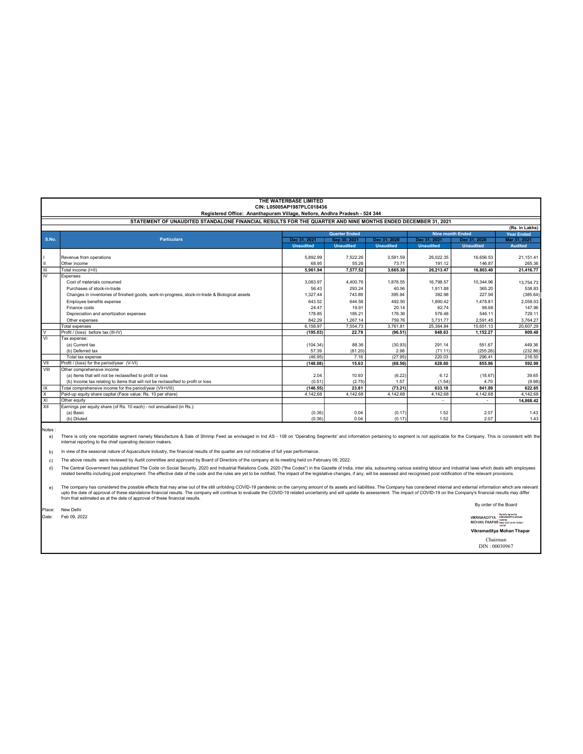# THE WATERBASE LIMITED

**CIN: L05005AP1987PLC018436**

**Registered Office: Ananthapuram Village, Nellore, Andhra Pradesh - 524 344**

## STATEMENT OF UNAUDITED STANDALONE FINANCIAL RESULTS FOR THE QUARTER AND NINE MONTHS ENDED DECEMBER 31, 2021

(Rs. in Lakhs)

| S.No. | Particulars | Quarter Ended | | | Nine month Ended | | Year Ended |
|---|---|---|---|---|---|---|---|
| | | Dec 31, 2021 | Sep 30, 2021 | Dec 31, 2020 | Dec 31, 2021 | Dec 31, 2020 | Mar 31, 2021 |
| | | Unaudited | Unaudited | Unaudited | Unaudited | Unaudited | Audited |
| I | Revenue from operations | 5,892.99 | 7,522.26 | 3,591.59 | 26,022.35 | 16,656.53 | 21,151.41 |
| II | Other income | 68.95 | 55.26 | 73.71 | 191.12 | 146.87 | 265.36 |
| III | **Total income (I+II)** | **5,961.94** | **7,577.52** | **3,665.30** | **26,213.47** | **16,803.40** | **21,416.77** |
| IV | Expenses | | | | | | |
| | Cost of materials consumed | 3,083.97 | 4,400.76 | 1,876.55 | 16,798.57 | 10,344.96 | 13,754.73 |
| | Purchases of stock-in-trade | 56.43 | 293.24 | 40.56 | 1,911.88 | 365.20 | 538.83 |
| | Changes in inventories of finished goods, work-in-progress, stock-in-trade & Biological assets | 1,327.44 | 743.89 | 395.94 | 392.98 | 227.94 | (385.64) |
| | Employee benefits expense | 643.52 | 644.58 | 492.50 | 1,890.42 | 1,478.81 | 2,058.03 |
| | Finance costs | 24.47 | 19.91 | 20.14 | 62.74 | 96.66 | 147.96 |
| | Depreciation and amortization expenses | 178.85 | 185.21 | 176.36 | 576.48 | 546.11 | 729.11 |
| | Other expenses | 842.29 | 1,267.14 | 759.76 | 3,731.77 | 2,591.45 | 3,764.27 |
| | Total expenses | 6,156.97 | 7,554.73 | 3,761.81 | 25,364.84 | 15,651.13 | 20,607.29 |
| V | Profit / (loss) before tax (III-IV) | **(195.03)** | **22.79** | **(96.51)** | **848.63** | **1,152.27** | **809.48** |
| VI | Tax expense: | | | | | | |
| | (a) Current tax | (104.34) | 88.36 | (30.93) | 291.14 | 551.67 | 449.36 |
| | (b) Deferred tax | 57.39 | (81.20) | 2.98 | (71.11) | (255.26) | (232.86) |
| | Total tax expense | (46.95) | 7.16 | (27.95) | 220.03 | 296.41 | 216.50 |
| VII | Profit / (loss) for the period/year (V-VI) | **(148.08)** | **15.63** | **(68.56)** | **628.60** | **855.86** | **592.98** |
| VIII | Other comprehensive income | | | | | | |
| | (a) Items that will not be reclassified to profit or loss | 2.04 | 10.93 | (6.22) | 6.12 | (18.67) | 39.65 |
| | (b) Income tax relating to items that will not be reclassified to profit or loss | (0.51) | (2.75) | 1.57 | (1.54) | 4.70 | (9.98) |
| IX | Total comprehensive income for the period/year (VII+VIII) | **(146.55)** | **23.81** | **(73.21)** | **633.18** | **841.89** | **622.65** |
| X | Paid-up equity share capital (Face value: Rs. 10 per share) | 4,142.68 | 4,142.68 | 4,142.68 | 4,142.68 | 4,142.68 | 4,142.68 |
| XI | Other equity | | | | - | - | **14,868.42** |
| XII | Earnings per equity share (of Rs. 10 each) - not annualised (in Rs.): | | | | | | |
| | (a) Basic | (0.36) | 0.04 | (0.17) | 1.52 | 2.07 | 1.43 |
| | (b) Diluted | (0.36) | 0.04 | (0.17) | 1.52 | 2.07 | 1.43 |

Notes :

a) There is only one reportable segment namely Manufacture & Sale of Shrimp Feed as envisaged in Ind AS - 108 on 'Operating Segments' and information pertaining to segment is not applicable for the Company. This is consistent with the internal reporting to the chief operating decision makers.

b) In view of the seasonal nature of Aquaculture Industry, the financial results of the quarter are not indicative of full year performance.

c) The above results were reviewed by Audit committee and approved by Board of Directors of the company at its meeting held on February 09, 2022.

d) The Central Government has published The Code on Social Security, 2020 and Industrial Relations Code, 2020 ("the Codes") in the Gazette of India, inter alia, subsuming various existing labour and industrial laws which deals with employees related benefits including post employment. The effective date of the code and the rules are yet to be notified. The impact of the legislative changes, if any, will be assessed and recognised post notification of the relevant provisions.

e) The company has considered the possible effects that may arise out of the still unfolding COVID-19 pandemic on the carrying amount of its assets and liabilities. The Company has considered internal and external information which are relevant upto the date of approval of these standalone financial results. The company will continue to evaluate the COVID-19 related uncertainity and will update its assessment. The impact of COVID-19 on the Company's financial results may differ from that estimated as at the date of approval of these financial results.

By order of the Board

Place: New Delhi

Date: Feb 09, 2022

VIKRAMADITYA MOHAN THAPAR

**Vikramaditya Mohan Thapar**

Chairman

DIN : 00030967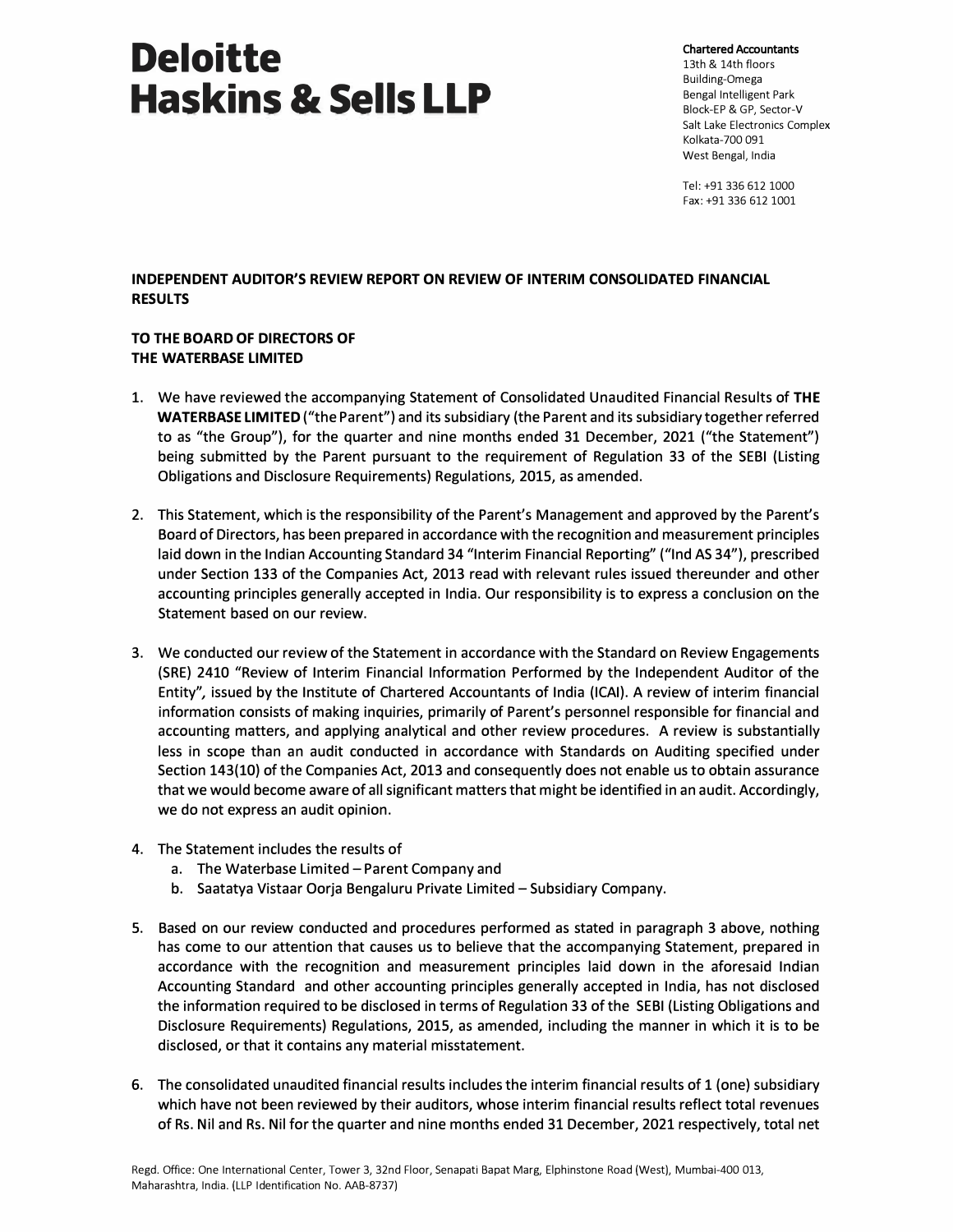# Deloitte Haskins & Sells LLP

**Chartered Accountants**
13th & 14th floors
Building-Omega
Bengal Intelligent Park
Block-EP & GP, Sector-V
Salt Lake Electronics Complex
Kolkata-700 091
West Bengal, India

Tel: +91 336 612 1000
Fax: +91 336 612 1001

**INDEPENDENT AUDITOR'S REVIEW REPORT ON REVIEW OF INTERIM CONSOLIDATED FINANCIAL RESULTS**

**TO THE BOARD OF DIRECTORS OF**
**THE WATERBASE LIMITED**

1. We have reviewed the accompanying Statement of Consolidated Unaudited Financial Results of **THE WATERBASE LIMITED** ("the Parent") and its subsidiary (the Parent and its subsidiary together referred to as "the Group"), for the quarter and nine months ended 31 December, 2021 ("the Statement") being submitted by the Parent pursuant to the requirement of Regulation 33 of the SEBI (Listing Obligations and Disclosure Requirements) Regulations, 2015, as amended.

2. This Statement, which is the responsibility of the Parent's Management and approved by the Parent's Board of Directors, has been prepared in accordance with the recognition and measurement principles laid down in the Indian Accounting Standard 34 "Interim Financial Reporting" ("Ind AS 34"), prescribed under Section 133 of the Companies Act, 2013 read with relevant rules issued thereunder and other accounting principles generally accepted in India. Our responsibility is to express a conclusion on the Statement based on our review.

3. We conducted our review of the Statement in accordance with the Standard on Review Engagements (SRE) 2410 "Review of Interim Financial Information Performed by the Independent Auditor of the Entity", issued by the Institute of Chartered Accountants of India (ICAI). A review of interim financial information consists of making inquiries, primarily of Parent's personnel responsible for financial and accounting matters, and applying analytical and other review procedures. A review is substantially less in scope than an audit conducted in accordance with Standards on Auditing specified under Section 143(10) of the Companies Act, 2013 and consequently does not enable us to obtain assurance that we would become aware of all significant matters that might be identified in an audit. Accordingly, we do not express an audit opinion.

4. The Statement includes the results of
   a. The Waterbase Limited – Parent Company and
   b. Saatatya Vistaar Oorja Bengaluru Private Limited – Subsidiary Company.

5. Based on our review conducted and procedures performed as stated in paragraph 3 above, nothing has come to our attention that causes us to believe that the accompanying Statement, prepared in accordance with the recognition and measurement principles laid down in the aforesaid Indian Accounting Standard and other accounting principles generally accepted in India, has not disclosed the information required to be disclosed in terms of Regulation 33 of the SEBI (Listing Obligations and Disclosure Requirements) Regulations, 2015, as amended, including the manner in which it is to be disclosed, or that it contains any material misstatement.

6. The consolidated unaudited financial results includes the interim financial results of 1 (one) subsidiary which have not been reviewed by their auditors, whose interim financial results reflect total revenues of Rs. Nil and Rs. Nil for the quarter and nine months ended 31 December, 2021 respectively, total net

Regd. Office: One International Center, Tower 3, 32nd Floor, Senapati Bapat Marg, Elphinstone Road (West), Mumbai-400 013, Maharashtra, India. (LLP Identification No. AAB-8737)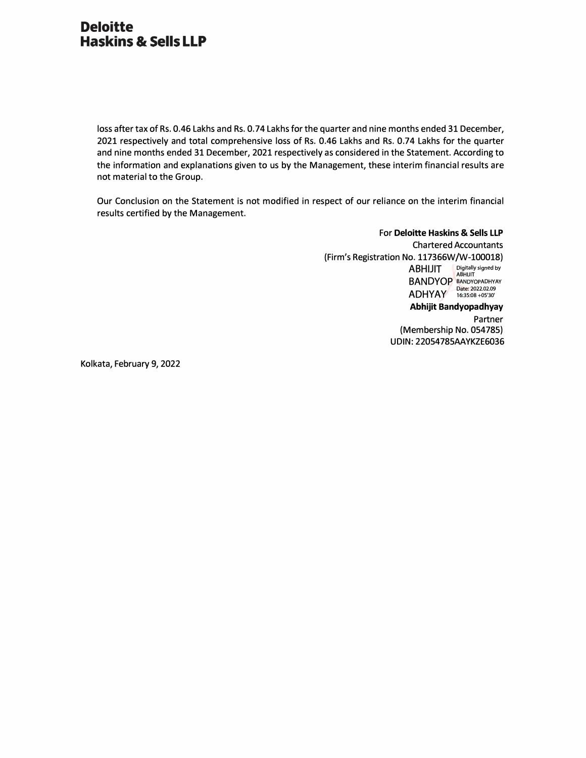loss after tax of Rs. 0.46 Lakhs and Rs. 0.74 Lakhs for the quarter and nine months ended 31 December, 2021 respectively and total comprehensive loss of Rs. 0.46 Lakhs and Rs. 0.74 Lakhs for the quarter and nine months ended 31 December, 2021 respectively as considered in the Statement. According to the information and explanations given to us by the Management, these interim financial results are not material to the Group.

Our Conclusion on the Statement is not modified in respect of our reliance on the interim financial results certified by the Management.

For **Deloitte Haskins & Sells LLP**
Chartered Accountants
(Firm's Registration No. 117366W/W-100018)

ABHIJIT BANDYOPADHYAY
Digitally signed by ABHIJIT BANDYOPADHYAY
Date: 2022.02.09 16:35:08 +05'30'

**Abhijit Bandyopadhyay**
Partner
(Membership No. 054785)
UDIN: 22054785AAYKZE6036

Kolkata, February 9, 2022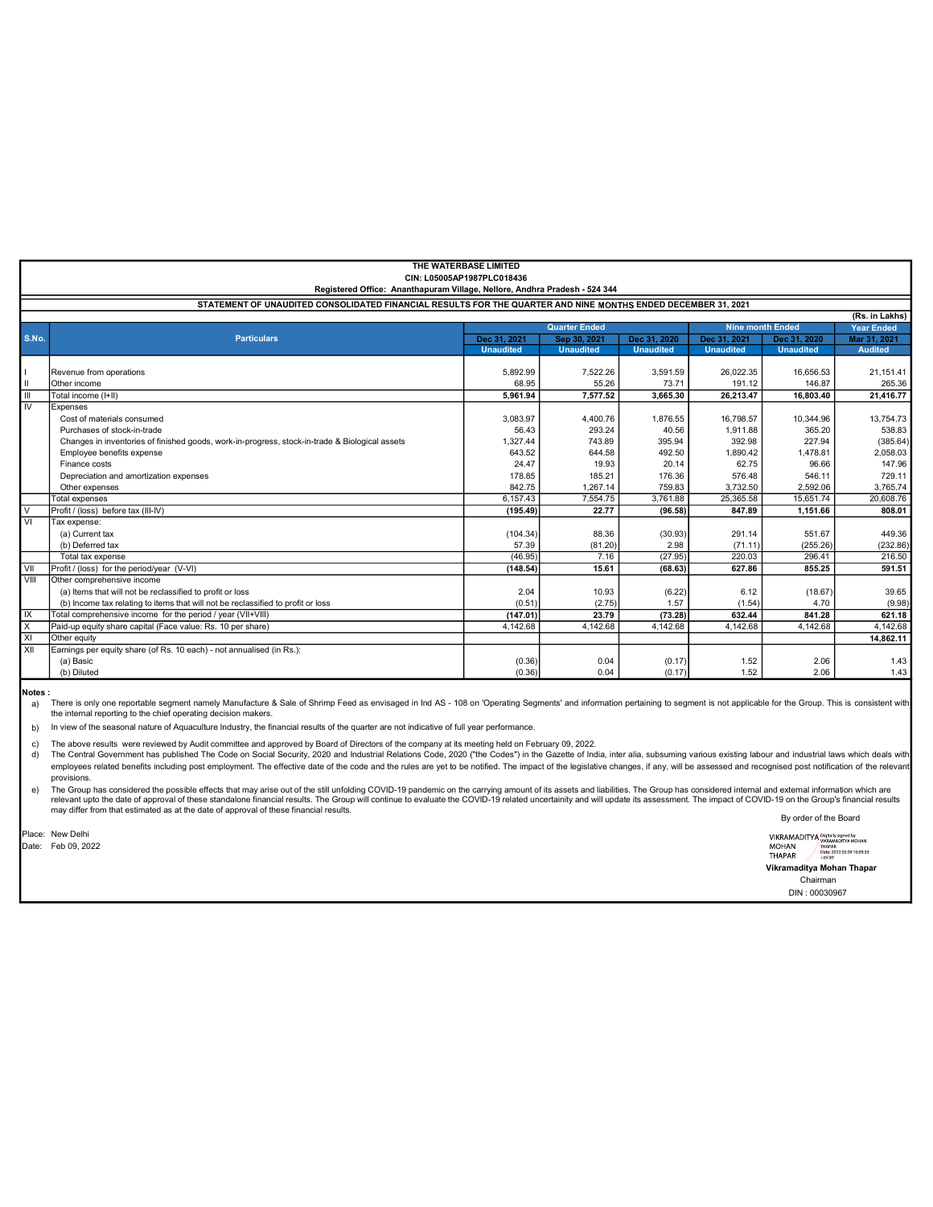**THE WATERBASE LIMITED**

**CIN: L05005AP1987PLC018436**

**Registered Office: Ananthapuram Village, Nellore, Andhra Pradesh - 524 344**

**STATEMENT OF UNAUDITED CONSOLIDATED FINANCIAL RESULTS FOR THE QUARTER AND NINE MONTHS ENDED DECEMBER 31, 2021**

(Rs. in Lakhs)

| S.No. | Particulars | Quarter Ended | | | Nine month Ended | | Year Ended |
|---|---|---|---|---|---|---|---|
| | | Dec 31, 2021 | Sep 30, 2021 | Dec 31, 2020 | Dec 31, 2021 | Dec 31, 2020 | Mar 31, 2021 |
| | | Unaudited | Unaudited | Unaudited | Unaudited | Unaudited | Audited |
| I | Revenue from operations | 5,892.99 | 7,522.26 | 3,591.59 | 26,022.35 | 16,656.53 | 21,151.41 |
| II | Other income | 68.95 | 55.26 | 73.71 | 191.12 | 146.87 | 265.36 |
| III | Total income (I+II) | **5,961.94** | **7,577.52** | **3,665.30** | **26,213.47** | **16,803.40** | **21,416.77** |
| IV | Expenses | | | | | | |
| | Cost of materials consumed | 3,083.97 | 4,400.76 | 1,876.55 | 16,798.57 | 10,344.96 | 13,754.73 |
| | Purchases of stock-in-trade | 56.43 | 293.24 | 40.56 | 1,911.88 | 365.20 | 538.83 |
| | Changes in inventories of finished goods, work-in-progress, stock-in-trade & Biological assets | 1,327.44 | 743.89 | 395.94 | 392.98 | 227.94 | (385.64) |
| | Employee benefits expense | 643.52 | 644.58 | 492.50 | 1,890.42 | 1,478.81 | 2,058.03 |
| | Finance costs | 24.47 | 19.93 | 20.14 | 62.75 | 96.66 | 147.96 |
| | Depreciation and amortization expenses | 178.85 | 185.21 | 176.36 | 576.48 | 546.11 | 729.11 |
| | Other expenses | 842.75 | 1,267.14 | 759.83 | 3,732.50 | 2,592.06 | 3,765.74 |
| | Total expenses | 6,157.43 | 7,554.75 | 3,761.88 | 25,365.58 | 15,651.74 | 20,608.76 |
| V | Profit / (loss) before tax (III-IV) | **(195.49)** | **22.77** | **(96.58)** | **847.89** | **1,151.66** | **808.01** |
| VI | Tax expense: | | | | | | |
| | (a) Current tax | (104.34) | 88.36 | (30.93) | 291.14 | 551.67 | 449.36 |
| | (b) Deferred tax | 57.39 | (81.20) | 2.98 | (71.11) | (255.26) | (232.86) |
| | Total tax expense | (46.95) | 7.16 | (27.95) | 220.03 | 296.41 | 216.50 |
| VII | Profit / (loss) for the period/year (V-VI) | **(148.54)** | **15.61** | **(68.63)** | **627.86** | **855.25** | **591.51** |
| VIII | Other comprehensive income | | | | | | |
| | (a) Items that will not be reclassified to profit or loss | 2.04 | 10.93 | (6.22) | 6.12 | (18.67) | 39.65 |
| | (b) Income tax relating to items that will not be reclassified to profit or loss | (0.51) | (2.75) | 1.57 | (1.54) | 4.70 | (9.98) |
| IX | Total comprehensive income for the period / year (VII+VIII) | **(147.01)** | **23.79** | **(73.28)** | **632.44** | **841.28** | **621.18** |
| X | Paid-up equity share capital (Face value: Rs. 10 per share) | 4,142.68 | 4,142.68 | 4,142.68 | 4,142.68 | 4,142.68 | 4,142.68 |
| XI | Other equity | | | | | | **14,862.11** |
| XII | Earnings per equity share (of Rs. 10 each) - not annualised (in Rs.): | | | | | | |
| | (a) Basic | (0.36) | 0.04 | (0.17) | 1.52 | 2.06 | 1.43 |
| | (b) Diluted | (0.36) | 0.04 | (0.17) | 1.52 | 2.06 | 1.43 |

**Notes :**

a) There is only one reportable segment namely Manufacture & Sale of Shrimp Feed as envisaged in Ind AS - 108 on 'Operating Segments' and information pertaining to segment is not applicable for the Group. This is consistent with the internal reporting to the chief operating decision makers.

b) In view of the seasonal nature of Aquaculture Industry, the financial results of the quarter are not indicative of full year performance.

c) The above results were reviewed by Audit committee and approved by Board of Directors of the company at its meeting held on February 09, 2022.

d) The Central Government has published The Code on Social Security, 2020 and Industrial Relations Code, 2020 ("the Codes") in the Gazette of India, inter alia, subsuming various existing labour and industrial laws which deals with employees related benefits including post employment. The effective date of the code and the rules are yet to be notified. The impact of the legislative changes, if any, will be assessed and recognised post notification of the relevant provisions.

e) The Group has considered the possible effects that may arise out of the still unfolding COVID-19 pandemic on the carrying amount of its assets and liabilities. The Group has considered internal and external information which are relevant upto the date of approval of these standalone financial results. The Group will continue to evaluate the COVID-19 related uncertainity and will update its assessment. The impact of COVID-19 on the Group's financial results may differ from that estimated as at the date of approval of these financial results.

By order of the Board

Place: New Delhi
Date: Feb 09, 2022

VIKRAMADITYA MOHAN THAPAR (Digitally signed by VIKRAMADITYA MOHAN THAPAR Date: 2022.02.09 16:09:33 +05'30')

**Vikramaditya Mohan Thapar**
Chairman
DIN : 00030967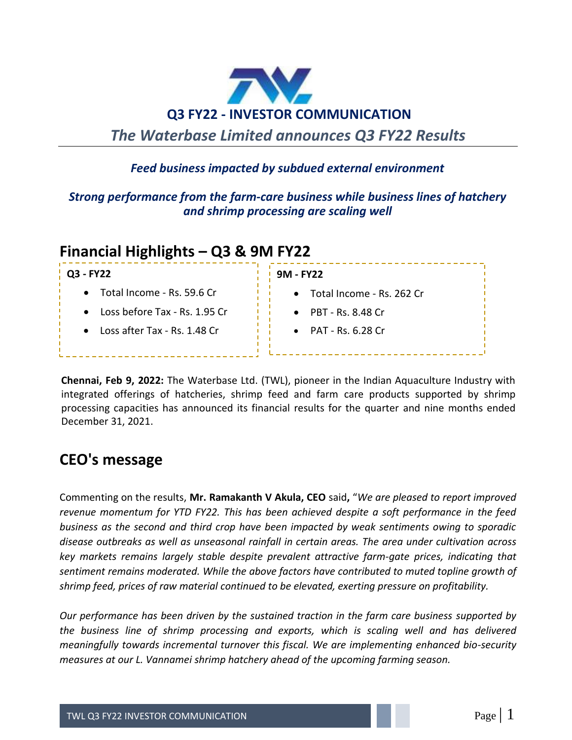# Q3 FY22 - INVESTOR COMMUNICATION

## *The Waterbase Limited announces Q3 FY22 Results*

***Feed business impacted by subdued external environment***

***Strong performance from the farm-care business while business lines of hatchery and shrimp processing are scaling well***

## Financial Highlights – Q3 & 9M FY22

**Q3 - FY22**

- Total Income - Rs. 59.6 Cr
- Loss before Tax - Rs. 1.95 Cr
- Loss after Tax - Rs. 1.48 Cr

**9M - FY22**

- Total Income - Rs. 262 Cr
- PBT - Rs. 8.48 Cr
- PAT - Rs. 6.28 Cr

**Chennai, Feb 9, 2022:** The Waterbase Ltd. (TWL), pioneer in the Indian Aquaculture Industry with integrated offerings of hatcheries, shrimp feed and farm care products supported by shrimp processing capacities has announced its financial results for the quarter and nine months ended December 31, 2021.

## CEO's message

Commenting on the results, **Mr. Ramakanth V Akula, CEO** said**,** "*We are pleased to report improved revenue momentum for YTD FY22. This has been achieved despite a soft performance in the feed business as the second and third crop have been impacted by weak sentiments owing to sporadic disease outbreaks as well as unseasonal rainfall in certain areas. The area under cultivation across key markets remains largely stable despite prevalent attractive farm-gate prices, indicating that sentiment remains moderated. While the above factors have contributed to muted topline growth of shrimp feed, prices of raw material continued to be elevated, exerting pressure on profitability.*

*Our performance has been driven by the sustained traction in the farm care business supported by the business line of shrimp processing and exports, which is scaling well and has delivered meaningfully towards incremental turnover this fiscal. We are implementing enhanced bio-security measures at our L. Vannamei shrimp hatchery ahead of the upcoming farming season.*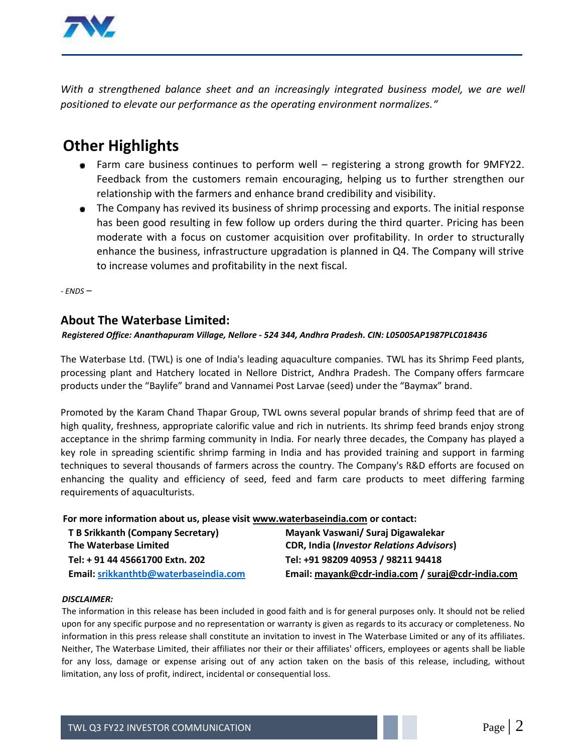*With a strengthened balance sheet and an increasingly integrated business model, we are well positioned to elevate our performance as the operating environment normalizes."*

## Other Highlights

- Farm care business continues to perform well – registering a strong growth for 9MFY22. Feedback from the customers remain encouraging, helping us to further strengthen our relationship with the farmers and enhance brand credibility and visibility.
- The Company has revived its business of shrimp processing and exports. The initial response has been good resulting in few follow up orders during the third quarter. Pricing has been moderate with a focus on customer acquisition over profitability. In order to structurally enhance the business, infrastructure upgradation is planned in Q4. The Company will strive to increase volumes and profitability in the next fiscal.

*- ENDS –*

## About The Waterbase Limited:

***Registered Office: Ananthapuram Village, Nellore - 524 344, Andhra Pradesh. CIN: L05005AP1987PLC018436***

The Waterbase Ltd. (TWL) is one of India's leading aquaculture companies. TWL has its Shrimp Feed plants, processing plant and Hatchery located in Nellore District, Andhra Pradesh. The Company offers farmcare products under the "Baylife" brand and Vannamei Post Larvae (seed) under the "Baymax" brand.

Promoted by the Karam Chand Thapar Group, TWL owns several popular brands of shrimp feed that are of high quality, freshness, appropriate calorific value and rich in nutrients. Its shrimp feed brands enjoy strong acceptance in the shrimp farming community in India. For nearly three decades, the Company has played a key role in spreading scientific shrimp farming in India and has provided training and support in farming techniques to several thousands of farmers across the country. The Company's R&D efforts are focused on enhancing the quality and efficiency of seed, feed and farm care products to meet differing farming requirements of aquaculturists.

**For more information about us, please visit www.waterbaseindia.com or contact:**

**T B Srikkanth (Company Secretary)**
**The Waterbase Limited**
**Tel: + 91 44 45661700 Extn. 202**
**Email: srikkanthtb@waterbaseindia.com**

**Mayank Vaswani/ Suraj Digawalekar**
**CDR, India (*Investor Relations Advisors*)**
**Tel: +91 98209 40953 / 98211 94418**
**Email: mayank@cdr-india.com / suraj@cdr-india.com**

***DISCLAIMER:***

The information in this release has been included in good faith and is for general purposes only. It should not be relied upon for any specific purpose and no representation or warranty is given as regards to its accuracy or completeness. No information in this press release shall constitute an invitation to invest in The Waterbase Limited or any of its affiliates. Neither, The Waterbase Limited, their affiliates nor their or their affiliates' officers, employees or agents shall be liable for any loss, damage or expense arising out of any action taken on the basis of this release, including, without limitation, any loss of profit, indirect, incidental or consequential loss.